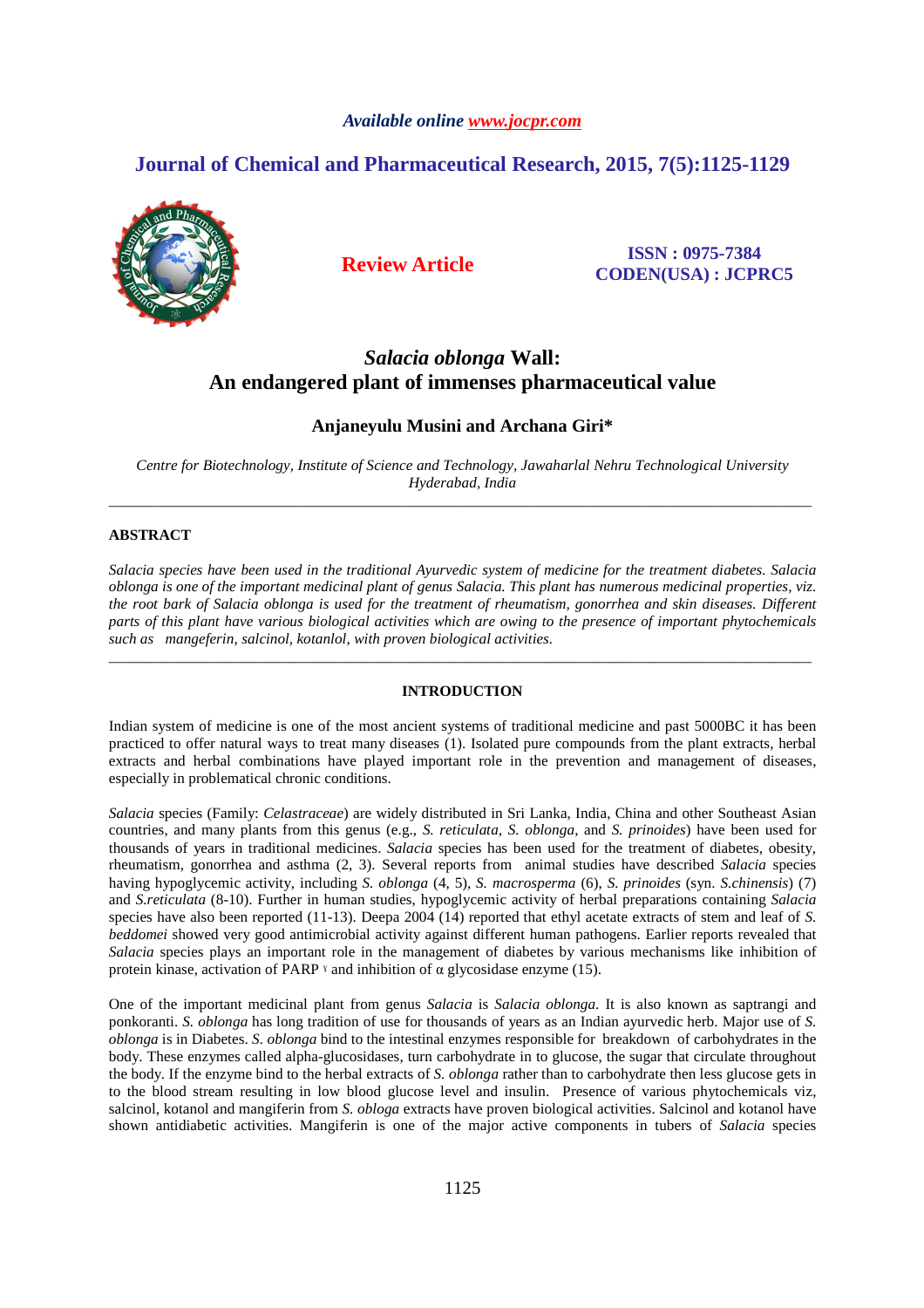*Available online www.jocpr.com*

## Journal of Chemical and Pharmaceutical Research, 2015, 7(5):1125-1129

**Review Article**

**ISSN : 0975-7384**
**CODEN(USA) : JCPRC5**

# *Salacia oblonga* Wall: An endangered plant of immenses pharmaceutical value

**Anjaneyulu Musini and Archana Giri\***

*Centre for Biotechnology, Institute of Science and Technology, Jawaharlal Nehru Technological University Hyderabad, India*

---

## ABSTRACT

*Salacia species have been used in the traditional Ayurvedic system of medicine for the treatment diabetes. Salacia oblonga is one of the important medicinal plant of genus Salacia. This plant has numerous medicinal properties, viz. the root bark of Salacia oblonga is used for the treatment of rheumatism, gonorrhea and skin diseases. Different parts of this plant have various biological activities which are owing to the presence of important phytochemicals such as mangeferin, salcinol, kotanlol, with proven biological activities.*

---

## INTRODUCTION

Indian system of medicine is one of the most ancient systems of traditional medicine and past 5000BC it has been practiced to offer natural ways to treat many diseases (1). Isolated pure compounds from the plant extracts, herbal extracts and herbal combinations have played important role in the prevention and management of diseases, especially in problematical chronic conditions.

*Salacia* species (Family: *Celastraceae*) are widely distributed in Sri Lanka, India, China and other Southeast Asian countries, and many plants from this genus (e.g., *S. reticulata*, *S. oblonga*, and *S. prinoides*) have been used for thousands of years in traditional medicines. *Salacia* species has been used for the treatment of diabetes, obesity, rheumatism, gonorrhea and asthma (2, 3). Several reports from animal studies have described *Salacia* species having hypoglycemic activity, including *S. oblonga* (4, 5), *S. macrosperma* (6), *S. prinoides* (syn. *S.chinensis*) (7) and *S.reticulata* (8-10). Further in human studies, hypoglycemic activity of herbal preparations containing *Salacia* species have also been reported (11-13). Deepa 2004 (14) reported that ethyl acetate extracts of stem and leaf of *S. beddomei* showed very good antimicrobial activity against different human pathogens. Earlier reports revealed that *Salacia* species plays an important role in the management of diabetes by various mechanisms like inhibition of protein kinase, activation of PARP $\gamma$ and inhibition of $\alpha$ glycosidase enzyme (15).

One of the important medicinal plant from genus *Salacia* is *Salacia oblonga*. It is also known as saptrangi and ponkoranti. *S. oblonga* has long tradition of use for thousands of years as an Indian ayurvedic herb. Major use of *S. oblonga* is in Diabetes. *S. oblonga* bind to the intestinal enzymes responsible for breakdown of carbohydrates in the body. These enzymes called alpha-glucosidases, turn carbohydrate in to glucose, the sugar that circulate throughout the body. If the enzyme bind to the herbal extracts of *S. oblonga* rather than to carbohydrate then less glucose gets in to the blood stream resulting in low blood glucose level and insulin. Presence of various phytochemicals viz, salcinol, kotanol and mangiferin from *S. obloga* extracts have proven biological activities. Salcinol and kotanol have shown antidiabetic activities. Mangiferin is one of the major active components in tubers of *Salacia* species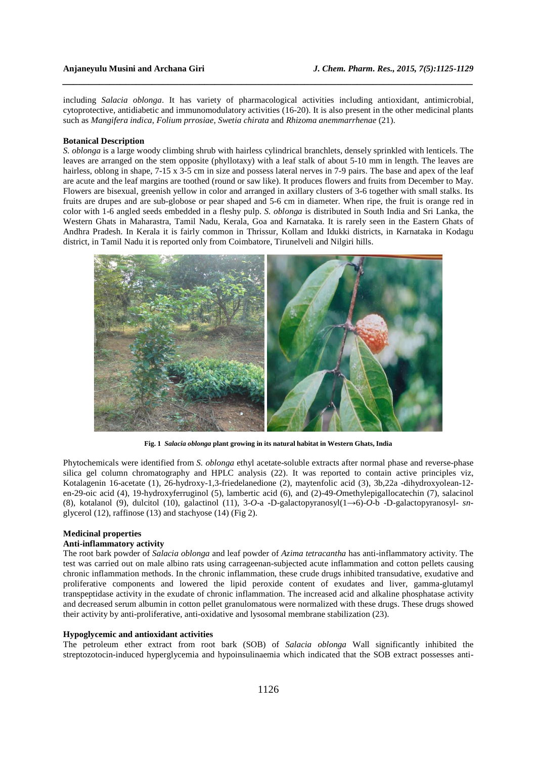including *Salacia oblonga*. It has variety of pharmacological activities including antioxidant, antimicrobial, cytoprotective, antidiabetic and immunomodulatory activities (16-20). It is also present in the other medicinal plants such as *Mangifera indica*, *Folium prrosiae*, *Swetia chirata* and *Rhizoma anemmarrhenae* (21).

**Botanical Description**

*S. oblonga* is a large woody climbing shrub with hairless cylindrical branchlets, densely sprinkled with lenticels. The leaves are arranged on the stem opposite (phyllotaxy) with a leaf stalk of about 5-10 mm in length. The leaves are hairless, oblong in shape, 7-15 x 3-5 cm in size and possess lateral nerves in 7-9 pairs. The base and apex of the leaf are acute and the leaf margins are toothed (round or saw like). It produces flowers and fruits from December to May. Flowers are bisexual, greenish yellow in color and arranged in axillary clusters of 3-6 together with small stalks. Its fruits are drupes and are sub-globose or pear shaped and 5-6 cm in diameter. When ripe, the fruit is orange red in color with 1-6 angled seeds embedded in a fleshy pulp. *S. oblonga* is distributed in South India and Sri Lanka, the Western Ghats in Maharastra, Tamil Nadu, Kerala, Goa and Karnataka. It is rarely seen in the Eastern Ghats of Andhra Pradesh. In Kerala it is fairly common in Thrissur, Kollam and Idukki districts, in Karnataka in Kodagu district, in Tamil Nadu it is reported only from Coimbatore, Tirunelveli and Nilgiri hills.

**Fig. 1** ***Salacia oblonga*** **plant growing in its natural habitat in Western Ghats, India**

Phytochemicals were identified from *S. oblonga* ethyl acetate-soluble extracts after normal phase and reverse-phase silica gel column chromatography and HPLC analysis (22). It was reported to contain active principles viz, Kotalagenin 16-acetate (1), 26-hydroxy-1,3-friedelanedione (2), maytenfolic acid (3), 3b,22a -dihydroxyolean-12-en-29-oic acid (4), 19-hydroxyferruginol (5), lambertic acid (6), and (2)-49-*O*methylepigallocatechin (7), salacinol (8), kotalanol (9), dulcitol (10), galactinol (11), 3-*O*-a -D-galactopyranosyl(1→6)-*O*-b -D-galactopyranosyl- *sn*-glycerol (12), raffinose (13) and stachyose (14) (Fig 2).

**Medicinal properties**

**Anti-inflammatory activity**

The root bark powder of *Salacia oblonga* and leaf powder of *Azima tetracantha* has anti-inflammatory activity. The test was carried out on male albino rats using carrageenan-subjected acute inflammation and cotton pellets causing chronic inflammation methods. In the chronic inflammation, these crude drugs inhibited transudative, exudative and proliferative components and lowered the lipid peroxide content of exudates and liver, gamma-glutamyl transpeptidase activity in the exudate of chronic inflammation. The increased acid and alkaline phosphatase activity and decreased serum albumin in cotton pellet granulomatous were normalized with these drugs. These drugs showed their activity by anti-proliferative, anti-oxidative and lysosomal membrane stabilization (23).

**Hypoglycemic and antioxidant activities**

The petroleum ether extract from root bark (SOB) of *Salacia oblonga* Wall significantly inhibited the streptozotocin-induced hyperglycemia and hypoinsulinaemia which indicated that the SOB extract possesses anti-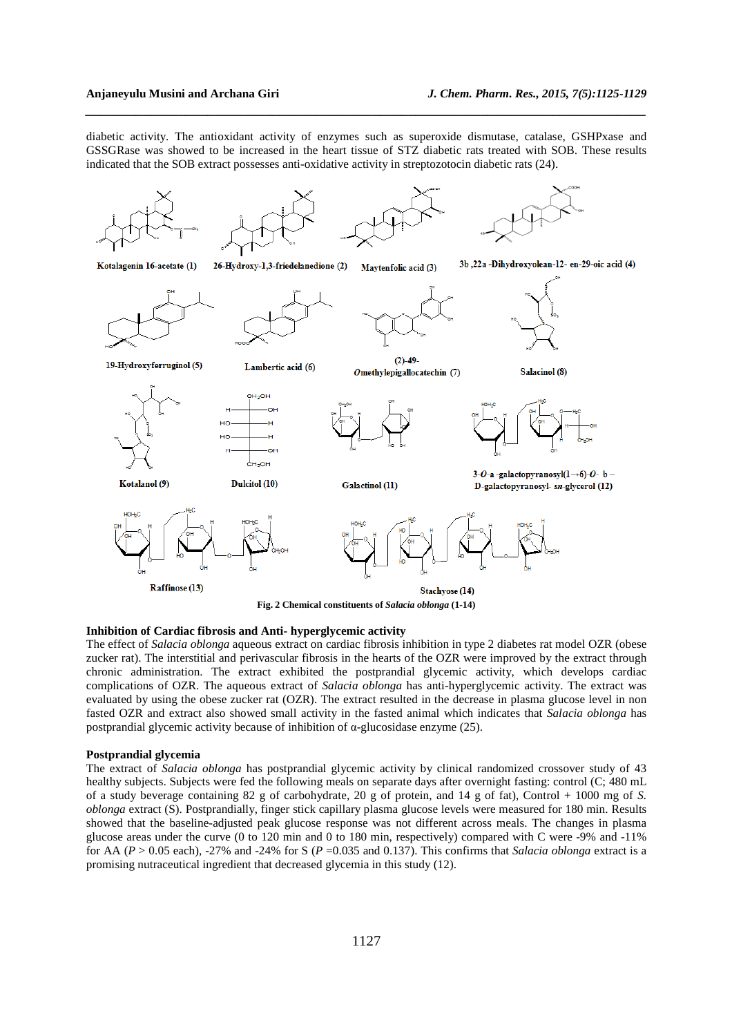diabetic activity. The antioxidant activity of enzymes such as superoxide dismutase, catalase, GSHPxase and GSSGRase was showed to be increased in the heart tissue of STZ diabetic rats treated with SOB. These results indicated that the SOB extract possesses anti-oxidative activity in streptozotocin diabetic rats (24).

Kotalagenin 16-acetate (1)

26-Hydroxy-1,3-friedelanedione (2)

Maytenfolic acid (3)

3b ,22a -Dihydroxyolean-12- en-29-oic acid (4)

19-Hydroxyferruginol (5)

Lambertic acid (6)

(2)-49-*O*methylepigallocatechin (7)

Salacinol (8)

Kotalanol (9)

Dulcitol (10)

Galactinol (11)

3-*O*-a-galactopyranosyl(1→6)-*O*- b – D-galactopyranosyl- *sn*-glycerol (12)

Raffinose (13)

Stachyose (14)

**Fig. 2 Chemical constituents of *Salacia oblonga* (1-14)**

### Inhibition of Cardiac fibrosis and Anti- hyperglycemic activity

The effect of *Salacia oblonga* aqueous extract on cardiac fibrosis inhibition in type 2 diabetes rat model OZR (obese zucker rat). The interstitial and perivascular fibrosis in the hearts of the OZR were improved by the extract through chronic administration. The extract exhibited the postprandial glycemic activity, which develops cardiac complications of OZR. The aqueous extract of *Salacia oblonga* has anti-hyperglycemic activity. The extract was evaluated by using the obese zucker rat (OZR). The extract resulted in the decrease in plasma glucose level in non fasted OZR and extract also showed small activity in the fasted animal which indicates that *Salacia oblonga* has postprandial glycemic activity because of inhibition of α-glucosidase enzyme (25).

### Postprandial glycemia

The extract of *Salacia oblonga* has postprandial glycemic activity by clinical randomized crossover study of 43 healthy subjects. Subjects were fed the following meals on separate days after overnight fasting: control (C; 480 mL of a study beverage containing 82 g of carbohydrate, 20 g of protein, and 14 g of fat), Control + 1000 mg of *S. oblonga* extract (S). Postprandially, finger stick capillary plasma glucose levels were measured for 180 min. Results showed that the baseline-adjusted peak glucose response was not different across meals. The changes in plasma glucose areas under the curve (0 to 120 min and 0 to 180 min, respectively) compared with C were -9% and -11% for AA ($P > 0.05$ each), -27% and -24% for S ($P = 0.035$ and 0.137). This confirms that *Salacia oblonga* extract is a promising nutraceutical ingredient that decreased glycemia in this study (12).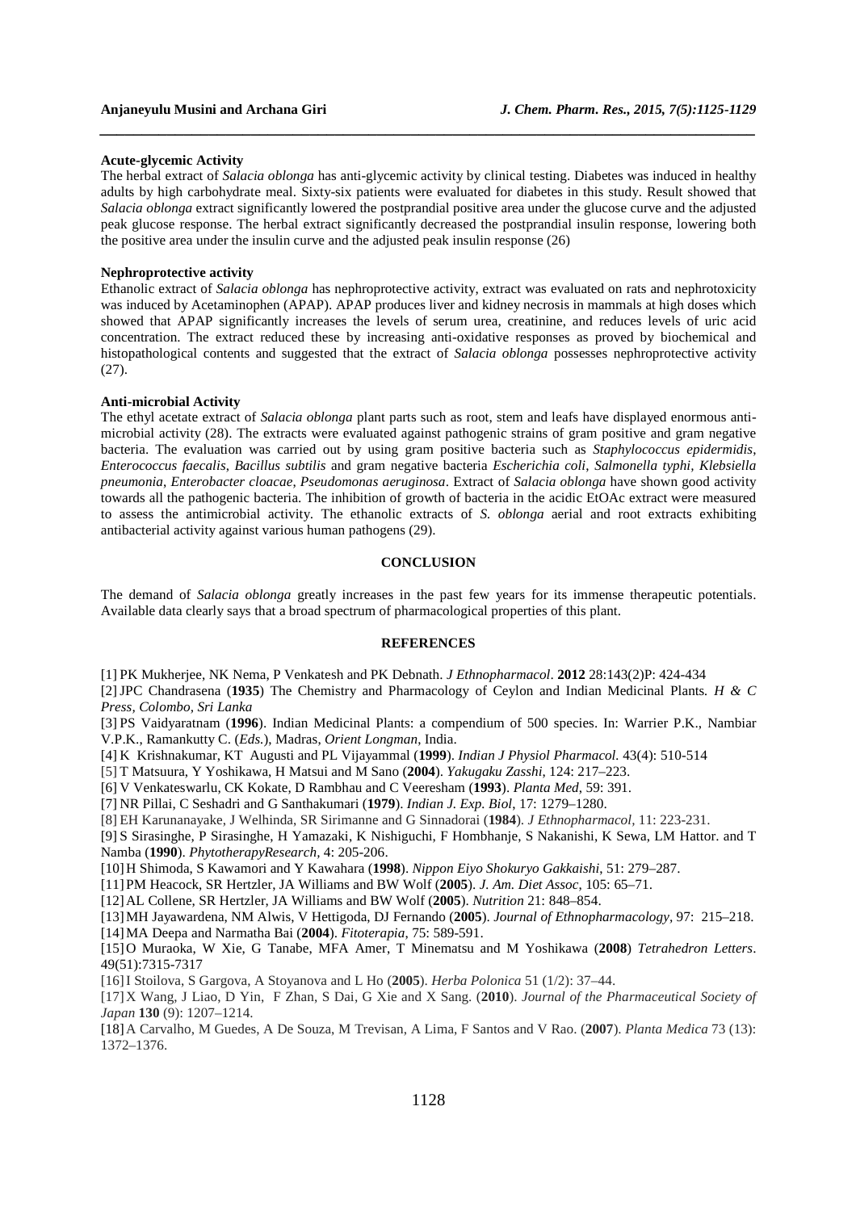**Acute-glycemic Activity**

The herbal extract of *Salacia oblonga* has anti-glycemic activity by clinical testing. Diabetes was induced in healthy adults by high carbohydrate meal. Sixty-six patients were evaluated for diabetes in this study. Result showed that *Salacia oblonga* extract significantly lowered the postprandial positive area under the glucose curve and the adjusted peak glucose response. The herbal extract significantly decreased the postprandial insulin response, lowering both the positive area under the insulin curve and the adjusted peak insulin response (26)

**Nephroprotective activity**

Ethanolic extract of *Salacia oblonga* has nephroprotective activity, extract was evaluated on rats and nephrotoxicity was induced by Acetaminophen (APAP). APAP produces liver and kidney necrosis in mammals at high doses which showed that APAP significantly increases the levels of serum urea, creatinine, and reduces levels of uric acid concentration. The extract reduced these by increasing anti-oxidative responses as proved by biochemical and histopathological contents and suggested that the extract of *Salacia oblonga* possesses nephroprotective activity (27).

**Anti-microbial Activity**

The ethyl acetate extract of *Salacia oblonga* plant parts such as root, stem and leafs have displayed enormous anti-microbial activity (28). The extracts were evaluated against pathogenic strains of gram positive and gram negative bacteria. The evaluation was carried out by using gram positive bacteria such as *Staphylococcus epidermidis*, *Enterococcus faecalis*, *Bacillus subtilis* and gram negative bacteria *Escherichia coli*, *Salmonella typhi*, *Klebsiella pneumonia*, *Enterobacter cloacae*, *Pseudomonas aeruginosa*. Extract of *Salacia oblonga* have shown good activity towards all the pathogenic bacteria. The inhibition of growth of bacteria in the acidic EtOAc extract were measured to assess the antimicrobial activity. The ethanolic extracts of *S. oblonga* aerial and root extracts exhibiting antibacterial activity against various human pathogens (29).

## CONCLUSION

The demand of *Salacia oblonga* greatly increases in the past few years for its immense therapeutic potentials. Available data clearly says that a broad spectrum of pharmacological properties of this plant.

## REFERENCES

[1] PK Mukherjee, NK Nema, P Venkatesh and PK Debnath. *J Ethnopharmacol*. **2012** 28:143(2)P: 424-434

[2] JPC Chandrasena (**1935**) The Chemistry and Pharmacology of Ceylon and Indian Medicinal Plants. *H & C Press, Colombo, Sri Lanka*

[3] PS Vaidyaratnam (**1996**). Indian Medicinal Plants: a compendium of 500 species. In: Warrier P.K., Nambiar V.P.K., Ramankutty C. (*Eds.*), Madras, *Orient Longman*, India.

[4] K Krishnakumar, KT Augusti and PL Vijayammal (**1999**). *Indian J Physiol Pharmacol.* 43(4): 510-514

[5] T Matsuura, Y Yoshikawa, H Matsui and M Sano (**2004**). *Yakugaku Zasshi*, 124: 217–223.

[6] V Venkateswarlu, CK Kokate, D Rambhau and C Veeresham (**1993**). *Planta Med*, 59: 391.

[7] NR Pillai, C Seshadri and G Santhakumari (**1979**). *Indian J. Exp. Biol*, 17: 1279–1280.

[8] EH Karunanayake, J Welhinda, SR Sirimanne and G Sinnadorai (**1984**). *J Ethnopharmacol*, 11: 223-231.

[9] S Sirasinghe, P Sirasinghe, H Yamazaki, K Nishiguchi, F Hombhanje, S Nakanishi, K Sewa, LM Hattor. and T Namba (**1990**). *PhytotherapyResearch*, 4: 205-206.

[10] H Shimoda, S Kawamori and Y Kawahara (**1998**). *Nippon Eiyo Shokuryo Gakkaishi*, 51: 279–287.

[11] PM Heacock, SR Hertzler, JA Williams and BW Wolf (**2005**). *J. Am. Diet Assoc*, 105: 65–71.

[12] AL Collene, SR Hertzler, JA Williams and BW Wolf (**2005**). *Nutrition* 21: 848–854.

[13] MH Jayawardena, NM Alwis, V Hettigoda, DJ Fernando (**2005**). *Journal of Ethnopharmacology*, 97: 215–218.

[14] MA Deepa and Narmatha Bai (**2004**). *Fitoterapia*, 75: 589-591.

[15] O Muraoka, W Xie, G Tanabe, MFA Amer, T Minematsu and M Yoshikawa (**2008**) *Tetrahedron Letters*. 49(51):7315-7317

[16] I Stoilova, S Gargova, A Stoyanova and L Ho (**2005**). *Herba Polonica* 51 (1/2): 37–44.

[17] X Wang, J Liao, D Yin, F Zhan, S Dai, G Xie and X Sang. (**2010**). *Journal of the Pharmaceutical Society of Japan* **130** (9): 1207–1214.

[18] A Carvalho, M Guedes, A De Souza, M Trevisan, A Lima, F Santos and V Rao. (**2007**). *Planta Medica* 73 (13): 1372–1376.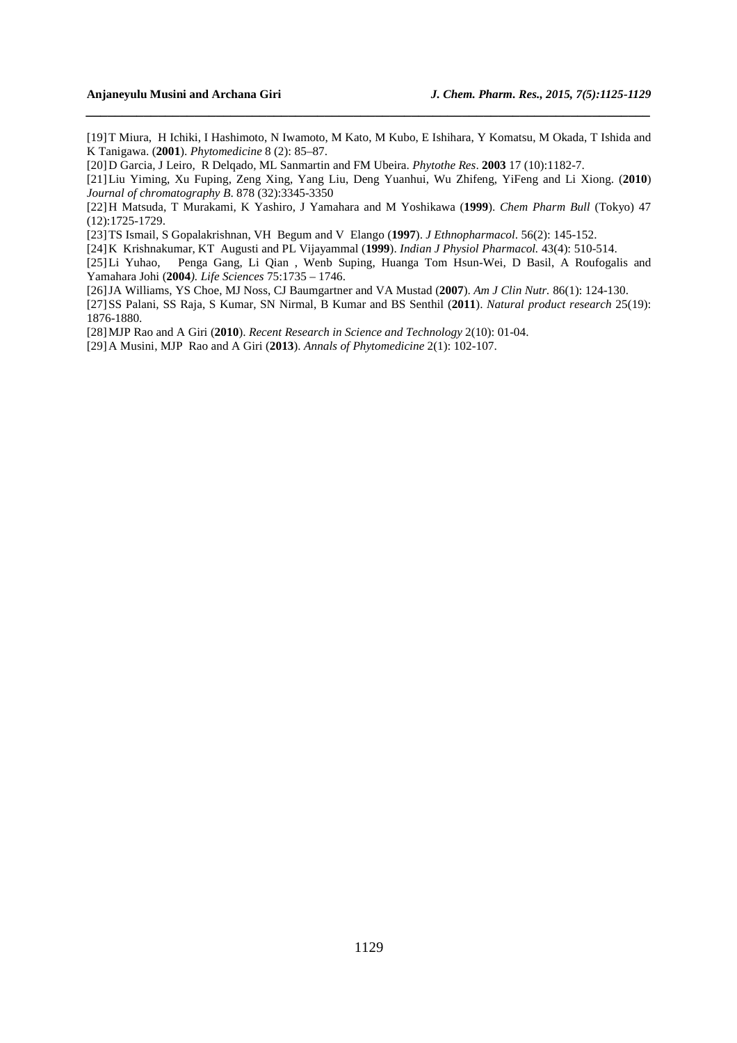[19] T Miura, H Ichiki, I Hashimoto, N Iwamoto, M Kato, M Kubo, E Ishihara, Y Komatsu, M Okada, T Ishida and K Tanigawa. (**2001**). *Phytomedicine* 8 (2): 85–87.

[20] D Garcia, J Leiro, R Delqado, ML Sanmartin and FM Ubeira. *Phytothe Res*. **2003** 17 (10):1182-7.

[21] Liu Yiming, Xu Fuping, Zeng Xing, Yang Liu, Deng Yuanhui, Wu Zhifeng, YiFeng and Li Xiong. (**2010**) *Journal of chromatography B*. 878 (32):3345-3350

[22] H Matsuda, T Murakami, K Yashiro, J Yamahara and M Yoshikawa (**1999**). *Chem Pharm Bull* (Tokyo) 47 (12):1725-1729.

[23] TS Ismail, S Gopalakrishnan, VH Begum and V Elango (**1997**). *J Ethnopharmacol*. 56(2): 145-152.

[24] K Krishnakumar, KT Augusti and PL Vijayammal (**1999**). *Indian J Physiol Pharmacol.* 43(4): 510-514.

[25] Li Yuhao, Penga Gang, Li Qian , Wenb Suping, Huanga Tom Hsun-Wei, D Basil, A Roufogalis and Yamahara Johi (**2004**). *Life Sciences* 75:1735 – 1746.

[26] JA Williams, YS Choe, MJ Noss, CJ Baumgartner and VA Mustad (**2007**). *Am J Clin Nutr.* 86(1): 124-130.

[27] SS Palani, SS Raja, S Kumar, SN Nirmal, B Kumar and BS Senthil (**2011**). *Natural product research* 25(19): 1876-1880.

[28] MJP Rao and A Giri (**2010**). *Recent Research in Science and Technology* 2(10): 01-04.

[29] A Musini, MJP Rao and A Giri (**2013**). *Annals of Phytomedicine* 2(1): 102-107.